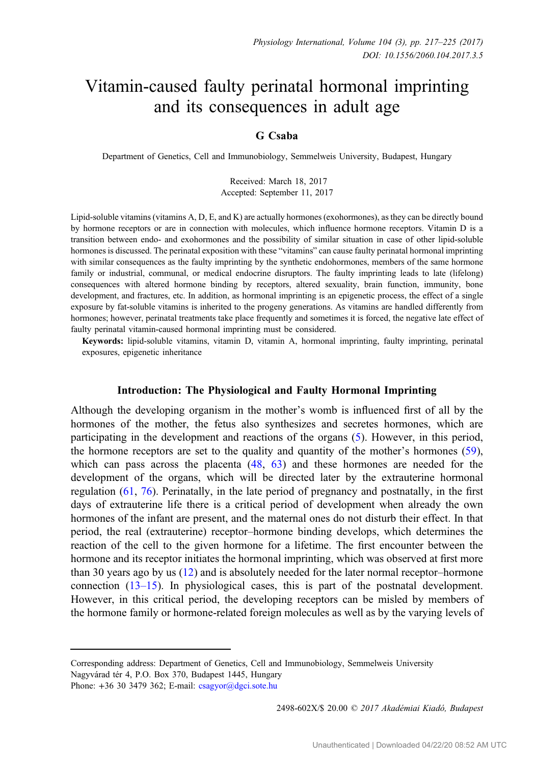# Vitamin-caused faulty perinatal hormonal imprinting and its consequences in adult age

**G Csaba**

Department of Genetics, Cell and Immunobiology, Semmelweis University, Budapest, Hungary

Received: March 18, 2017
Accepted: September 11, 2017

Lipid-soluble vitamins (vitamins A, D, E, and K) are actually hormones (exohormones), as they can be directly bound by hormone receptors or are in connection with molecules, which influence hormone receptors. Vitamin D is a transition between endo- and exohormones and the possibility of similar situation in case of other lipid-soluble hormones is discussed. The perinatal exposition with these "vitamins" can cause faulty perinatal hormonal imprinting with similar consequences as the faulty imprinting by the synthetic endohormones, members of the same hormone family or industrial, communal, or medical endocrine disruptors. The faulty imprinting leads to late (lifelong) consequences with altered hormone binding by receptors, altered sexuality, brain function, immunity, bone development, and fractures, etc. In addition, as hormonal imprinting is an epigenetic process, the effect of a single exposure by fat-soluble vitamins is inherited to the progeny generations. As vitamins are handled differently from hormones; however, perinatal treatments take place frequently and sometimes it is forced, the negative late effect of faulty perinatal vitamin-caused hormonal imprinting must be considered.

**Keywords:** lipid-soluble vitamins, vitamin D, vitamin A, hormonal imprinting, faulty imprinting, perinatal exposures, epigenetic inheritance

## Introduction: The Physiological and Faulty Hormonal Imprinting

Although the developing organism in the mother's womb is influenced first of all by the hormones of the mother, the fetus also synthesizes and secretes hormones, which are participating in the development and reactions of the organs (5). However, in this period, the hormone receptors are set to the quality and quantity of the mother's hormones (59), which can pass across the placenta (48, 63) and these hormones are needed for the development of the organs, which will be directed later by the extrauterine hormonal regulation (61, 76). Perinatally, in the late period of pregnancy and postnatally, in the first days of extrauterine life there is a critical period of development when already the own hormones of the infant are present, and the maternal ones do not disturb their effect. In that period, the real (extrauterine) receptor–hormone binding develops, which determines the reaction of the cell to the given hormone for a lifetime. The first encounter between the hormone and its receptor initiates the hormonal imprinting, which was observed at first more than 30 years ago by us (12) and is absolutely needed for the later normal receptor–hormone connection (13–15). In physiological cases, this is part of the postnatal development. However, in this critical period, the developing receptors can be misled by members of the hormone family or hormone-related foreign molecules as well as by the varying levels of

Corresponding address: Department of Genetics, Cell and Immunobiology, Semmelweis University
Nagyvárad tér 4, P.O. Box 370, Budapest 1445, Hungary
Phone: +36 30 3479 362; E-mail: csagyor@dgci.sote.hu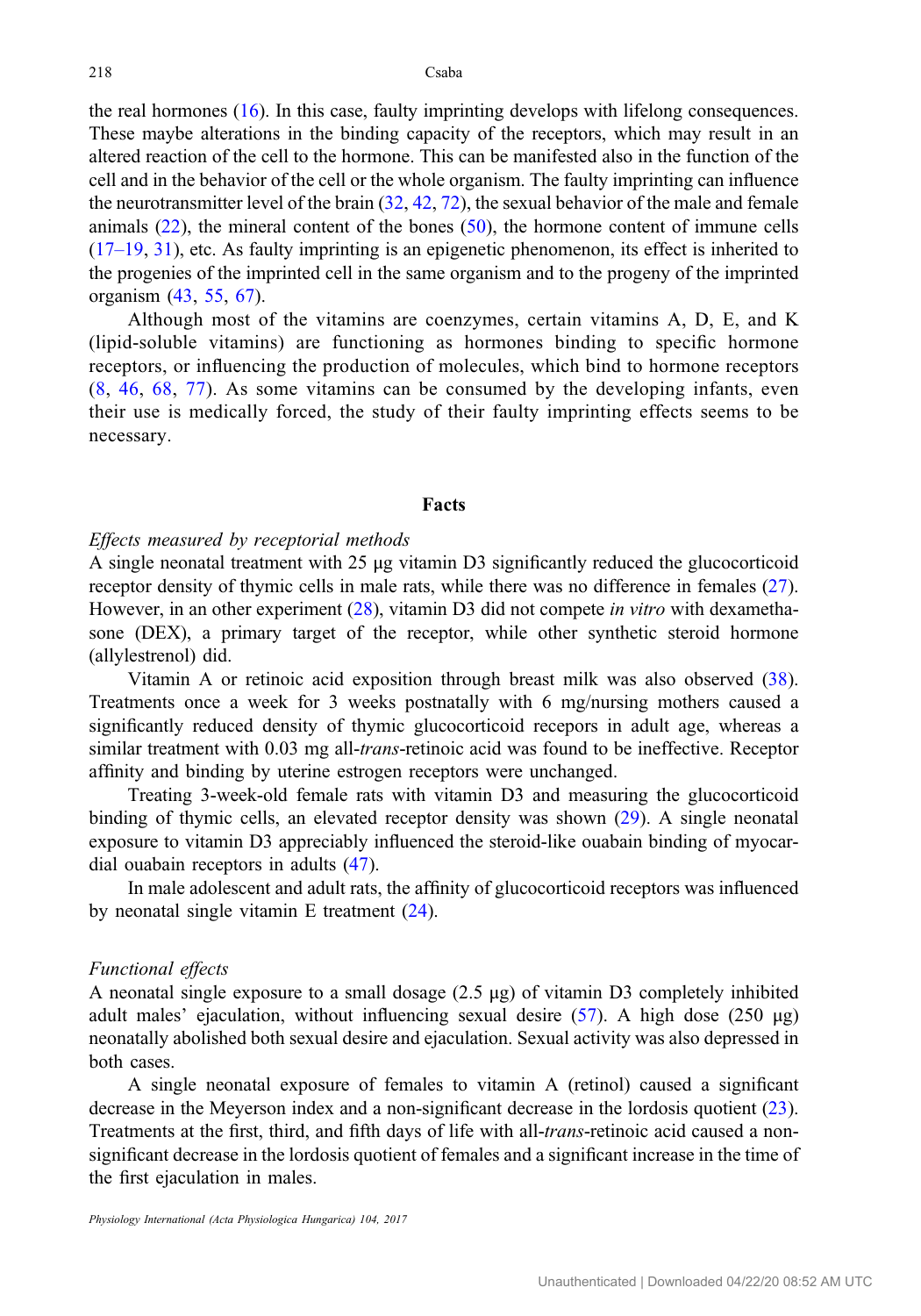the real hormones (16). In this case, faulty imprinting develops with lifelong consequences. These maybe alterations in the binding capacity of the receptors, which may result in an altered reaction of the cell to the hormone. This can be manifested also in the function of the cell and in the behavior of the cell or the whole organism. The faulty imprinting can influence the neurotransmitter level of the brain (32, 42, 72), the sexual behavior of the male and female animals (22), the mineral content of the bones (50), the hormone content of immune cells (17–19, 31), etc. As faulty imprinting is an epigenetic phenomenon, its effect is inherited to the progenies of the imprinted cell in the same organism and to the progeny of the imprinted organism (43, 55, 67).

Although most of the vitamins are coenzymes, certain vitamins A, D, E, and K (lipid-soluble vitamins) are functioning as hormones binding to specific hormone receptors, or influencing the production of molecules, which bind to hormone receptors (8, 46, 68, 77). As some vitamins can be consumed by the developing infants, even their use is medically forced, the study of their faulty imprinting effects seems to be necessary.

## Facts

*Effects measured by receptorial methods*

A single neonatal treatment with 25 μg vitamin D3 significantly reduced the glucocorticoid receptor density of thymic cells in male rats, while there was no difference in females (27). However, in an other experiment (28), vitamin D3 did not compete *in vitro* with dexamethasone (DEX), a primary target of the receptor, while other synthetic steroid hormone (allylestrenol) did.

Vitamin A or retinoic acid exposition through breast milk was also observed (38). Treatments once a week for 3 weeks postnatally with 6 mg/nursing mothers caused a significantly reduced density of thymic glucocorticoid recepors in adult age, whereas a similar treatment with 0.03 mg all-*trans*-retinoic acid was found to be ineffective. Receptor affinity and binding by uterine estrogen receptors were unchanged.

Treating 3-week-old female rats with vitamin D3 and measuring the glucocorticoid binding of thymic cells, an elevated receptor density was shown (29). A single neonatal exposure to vitamin D3 appreciably influenced the steroid-like ouabain binding of myocardial ouabain receptors in adults (47).

In male adolescent and adult rats, the affinity of glucocorticoid receptors was influenced by neonatal single vitamin E treatment (24).

*Functional effects*

A neonatal single exposure to a small dosage (2.5 μg) of vitamin D3 completely inhibited adult males' ejaculation, without influencing sexual desire (57). A high dose (250 μg) neonatally abolished both sexual desire and ejaculation. Sexual activity was also depressed in both cases.

A single neonatal exposure of females to vitamin A (retinol) caused a significant decrease in the Meyerson index and a non-significant decrease in the lordosis quotient (23). Treatments at the first, third, and fifth days of life with all-*trans*-retinoic acid caused a non-significant decrease in the lordosis quotient of females and a significant increase in the time of the first ejaculation in males.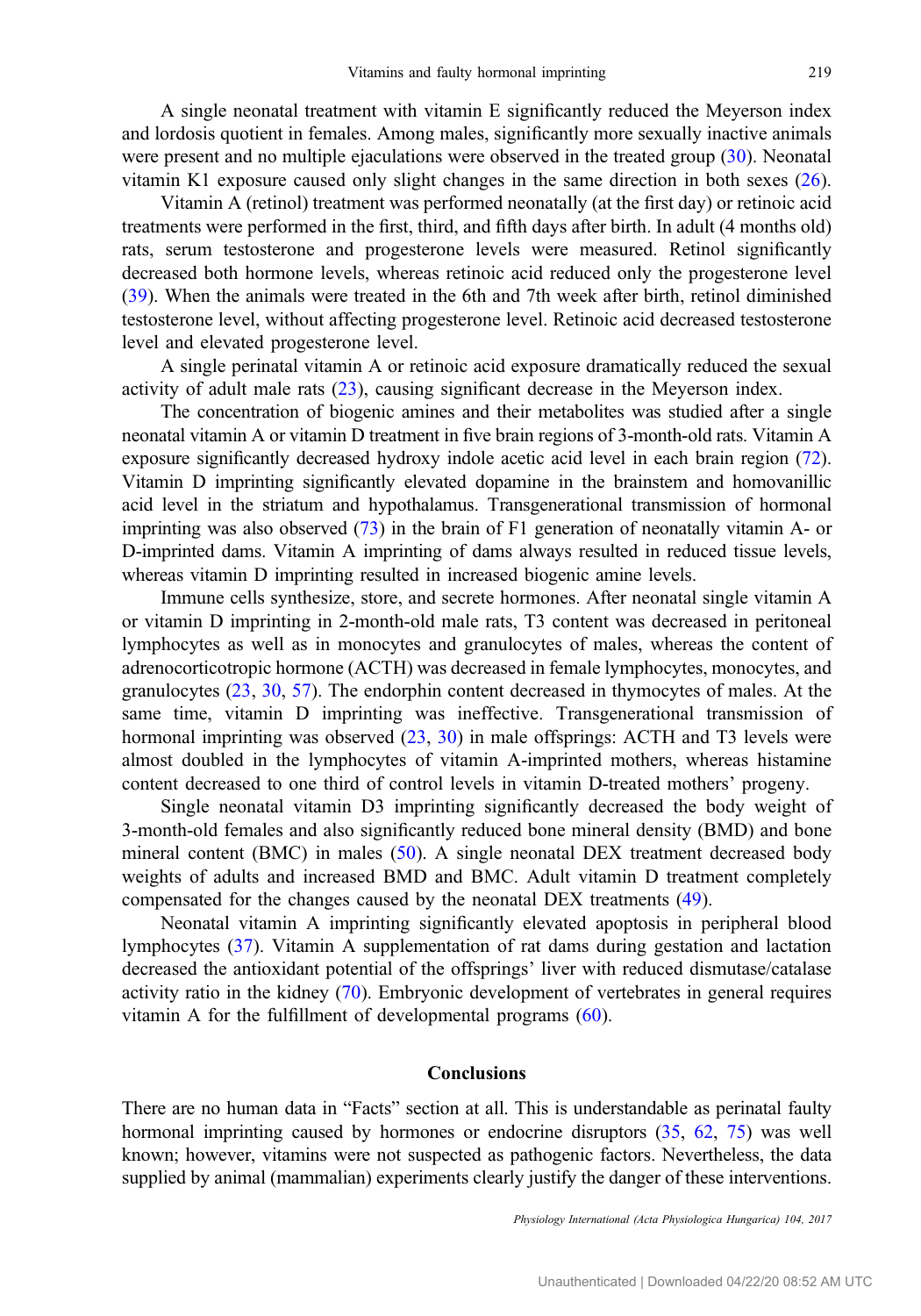A single neonatal treatment with vitamin E significantly reduced the Meyerson index and lordosis quotient in females. Among males, significantly more sexually inactive animals were present and no multiple ejaculations were observed in the treated group (30). Neonatal vitamin K1 exposure caused only slight changes in the same direction in both sexes (26).

Vitamin A (retinol) treatment was performed neonatally (at the first day) or retinoic acid treatments were performed in the first, third, and fifth days after birth. In adult (4 months old) rats, serum testosterone and progesterone levels were measured. Retinol significantly decreased both hormone levels, whereas retinoic acid reduced only the progesterone level (39). When the animals were treated in the 6th and 7th week after birth, retinol diminished testosterone level, without affecting progesterone level. Retinoic acid decreased testosterone level and elevated progesterone level.

A single perinatal vitamin A or retinoic acid exposure dramatically reduced the sexual activity of adult male rats (23), causing significant decrease in the Meyerson index.

The concentration of biogenic amines and their metabolites was studied after a single neonatal vitamin A or vitamin D treatment in five brain regions of 3-month-old rats. Vitamin A exposure significantly decreased hydroxy indole acetic acid level in each brain region (72). Vitamin D imprinting significantly elevated dopamine in the brainstem and homovanillic acid level in the striatum and hypothalamus. Transgenerational transmission of hormonal imprinting was also observed (73) in the brain of F1 generation of neonatally vitamin A- or D-imprinted dams. Vitamin A imprinting of dams always resulted in reduced tissue levels, whereas vitamin D imprinting resulted in increased biogenic amine levels.

Immune cells synthesize, store, and secrete hormones. After neonatal single vitamin A or vitamin D imprinting in 2-month-old male rats, T3 content was decreased in peritoneal lymphocytes as well as in monocytes and granulocytes of males, whereas the content of adrenocorticotropic hormone (ACTH) was decreased in female lymphocytes, monocytes, and granulocytes (23, 30, 57). The endorphin content decreased in thymocytes of males. At the same time, vitamin D imprinting was ineffective. Transgenerational transmission of hormonal imprinting was observed (23, 30) in male offsprings: ACTH and T3 levels were almost doubled in the lymphocytes of vitamin A-imprinted mothers, whereas histamine content decreased to one third of control levels in vitamin D-treated mothers' progeny.

Single neonatal vitamin D3 imprinting significantly decreased the body weight of 3-month-old females and also significantly reduced bone mineral density (BMD) and bone mineral content (BMC) in males (50). A single neonatal DEX treatment decreased body weights of adults and increased BMD and BMC. Adult vitamin D treatment completely compensated for the changes caused by the neonatal DEX treatments (49).

Neonatal vitamin A imprinting significantly elevated apoptosis in peripheral blood lymphocytes (37). Vitamin A supplementation of rat dams during gestation and lactation decreased the antioxidant potential of the offsprings' liver with reduced dismutase/catalase activity ratio in the kidney (70). Embryonic development of vertebrates in general requires vitamin A for the fulfillment of developmental programs (60).

## Conclusions

There are no human data in "Facts" section at all. This is understandable as perinatal faulty hormonal imprinting caused by hormones or endocrine disruptors (35, 62, 75) was well known; however, vitamins were not suspected as pathogenic factors. Nevertheless, the data supplied by animal (mammalian) experiments clearly justify the danger of these interventions.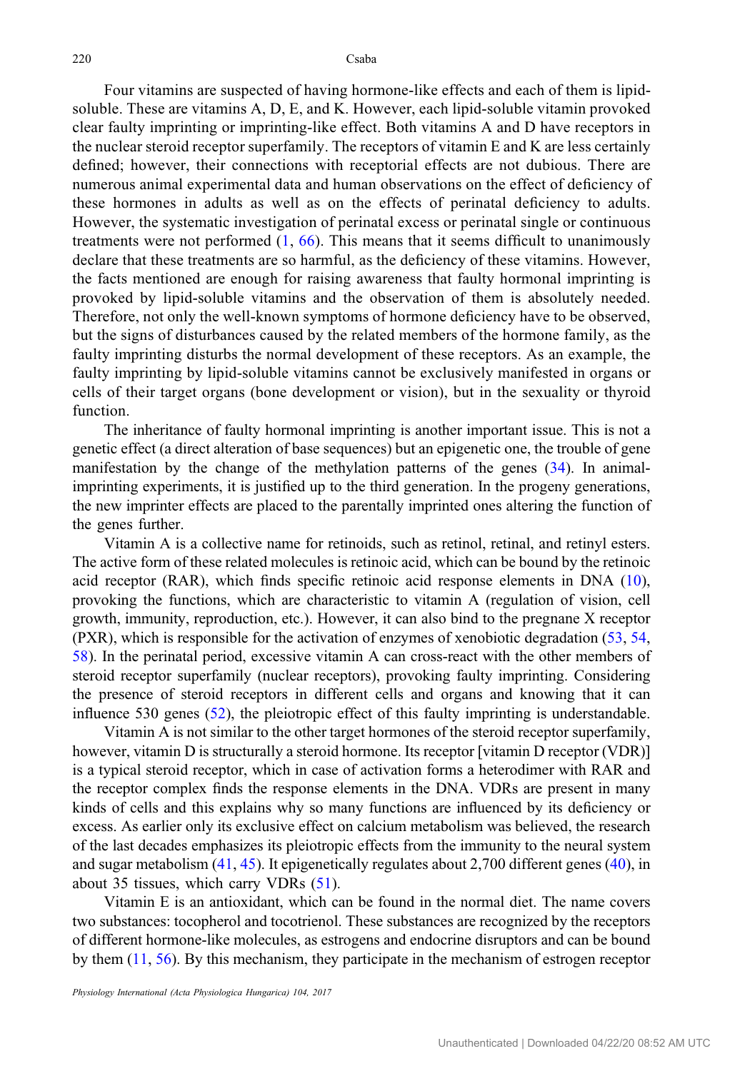Four vitamins are suspected of having hormone-like effects and each of them is lipid-soluble. These are vitamins A, D, E, and K. However, each lipid-soluble vitamin provoked clear faulty imprinting or imprinting-like effect. Both vitamins A and D have receptors in the nuclear steroid receptor superfamily. The receptors of vitamin E and K are less certainly defined; however, their connections with receptorial effects are not dubious. There are numerous animal experimental data and human observations on the effect of deficiency of these hormones in adults as well as on the effects of perinatal deficiency to adults. However, the systematic investigation of perinatal excess or perinatal single or continuous treatments were not performed (1, 66). This means that it seems difficult to unanimously declare that these treatments are so harmful, as the deficiency of these vitamins. However, the facts mentioned are enough for raising awareness that faulty hormonal imprinting is provoked by lipid-soluble vitamins and the observation of them is absolutely needed. Therefore, not only the well-known symptoms of hormone deficiency have to be observed, but the signs of disturbances caused by the related members of the hormone family, as the faulty imprinting disturbs the normal development of these receptors. As an example, the faulty imprinting by lipid-soluble vitamins cannot be exclusively manifested in organs or cells of their target organs (bone development or vision), but in the sexuality or thyroid function.

The inheritance of faulty hormonal imprinting is another important issue. This is not a genetic effect (a direct alteration of base sequences) but an epigenetic one, the trouble of gene manifestation by the change of the methylation patterns of the genes (34). In animal-imprinting experiments, it is justified up to the third generation. In the progeny generations, the new imprinter effects are placed to the parentally imprinted ones altering the function of the genes further.

Vitamin A is a collective name for retinoids, such as retinol, retinal, and retinyl esters. The active form of these related molecules is retinoic acid, which can be bound by the retinoic acid receptor (RAR), which finds specific retinoic acid response elements in DNA (10), provoking the functions, which are characteristic to vitamin A (regulation of vision, cell growth, immunity, reproduction, etc.). However, it can also bind to the pregnane X receptor (PXR), which is responsible for the activation of enzymes of xenobiotic degradation (53, 54, 58). In the perinatal period, excessive vitamin A can cross-react with the other members of steroid receptor superfamily (nuclear receptors), provoking faulty imprinting. Considering the presence of steroid receptors in different cells and organs and knowing that it can influence 530 genes (52), the pleiotropic effect of this faulty imprinting is understandable.

Vitamin A is not similar to the other target hormones of the steroid receptor superfamily, however, vitamin D is structurally a steroid hormone. Its receptor [vitamin D receptor (VDR)] is a typical steroid receptor, which in case of activation forms a heterodimer with RAR and the receptor complex finds the response elements in the DNA. VDRs are present in many kinds of cells and this explains why so many functions are influenced by its deficiency or excess. As earlier only its exclusive effect on calcium metabolism was believed, the research of the last decades emphasizes its pleiotropic effects from the immunity to the neural system and sugar metabolism (41, 45). It epigenetically regulates about 2,700 different genes (40), in about 35 tissues, which carry VDRs (51).

Vitamin E is an antioxidant, which can be found in the normal diet. The name covers two substances: tocopherol and tocotrienol. These substances are recognized by the receptors of different hormone-like molecules, as estrogens and endocrine disruptors and can be bound by them (11, 56). By this mechanism, they participate in the mechanism of estrogen receptor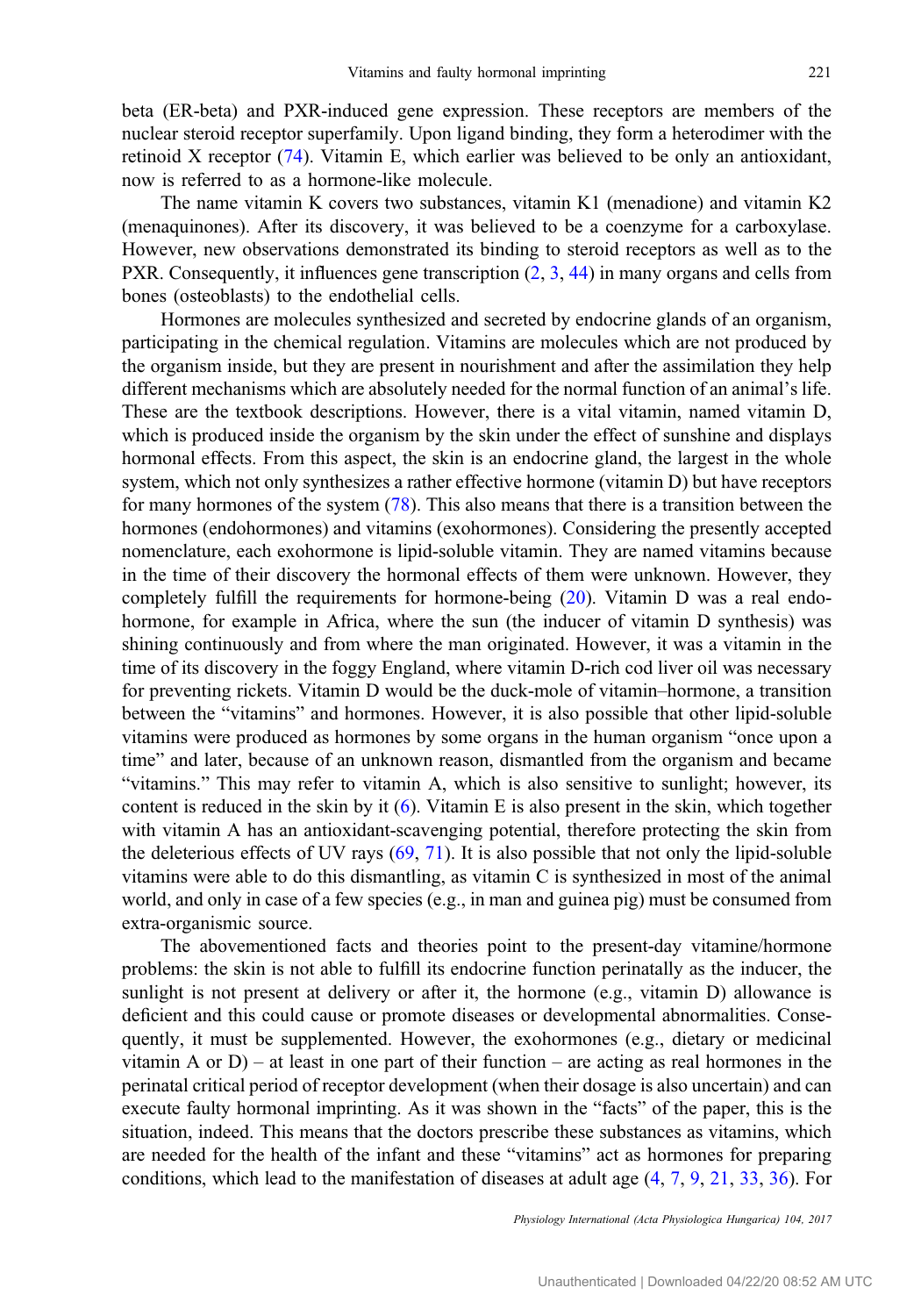beta (ER-beta) and PXR-induced gene expression. These receptors are members of the nuclear steroid receptor superfamily. Upon ligand binding, they form a heterodimer with the retinoid X receptor (74). Vitamin E, which earlier was believed to be only an antioxidant, now is referred to as a hormone-like molecule.

The name vitamin K covers two substances, vitamin K1 (menadione) and vitamin K2 (menaquinones). After its discovery, it was believed to be a coenzyme for a carboxylase. However, new observations demonstrated its binding to steroid receptors as well as to the PXR. Consequently, it influences gene transcription (2, 3, 44) in many organs and cells from bones (osteoblasts) to the endothelial cells.

Hormones are molecules synthesized and secreted by endocrine glands of an organism, participating in the chemical regulation. Vitamins are molecules which are not produced by the organism inside, but they are present in nourishment and after the assimilation they help different mechanisms which are absolutely needed for the normal function of an animal's life. These are the textbook descriptions. However, there is a vital vitamin, named vitamin D, which is produced inside the organism by the skin under the effect of sunshine and displays hormonal effects. From this aspect, the skin is an endocrine gland, the largest in the whole system, which not only synthesizes a rather effective hormone (vitamin D) but have receptors for many hormones of the system (78). This also means that there is a transition between the hormones (endohormones) and vitamins (exohormones). Considering the presently accepted nomenclature, each exohormone is lipid-soluble vitamin. They are named vitamins because in the time of their discovery the hormonal effects of them were unknown. However, they completely fulfill the requirements for hormone-being (20). Vitamin D was a real endohormone, for example in Africa, where the sun (the inducer of vitamin D synthesis) was shining continuously and from where the man originated. However, it was a vitamin in the time of its discovery in the foggy England, where vitamin D-rich cod liver oil was necessary for preventing rickets. Vitamin D would be the duck-mole of vitamin–hormone, a transition between the "vitamins" and hormones. However, it is also possible that other lipid-soluble vitamins were produced as hormones by some organs in the human organism "once upon a time" and later, because of an unknown reason, dismantled from the organism and became "vitamins." This may refer to vitamin A, which is also sensitive to sunlight; however, its content is reduced in the skin by it (6). Vitamin E is also present in the skin, which together with vitamin A has an antioxidant-scavenging potential, therefore protecting the skin from the deleterious effects of UV rays (69, 71). It is also possible that not only the lipid-soluble vitamins were able to do this dismantling, as vitamin C is synthesized in most of the animal world, and only in case of a few species (e.g., in man and guinea pig) must be consumed from extra-organismic source.

The abovementioned facts and theories point to the present-day vitamine/hormone problems: the skin is not able to fulfill its endocrine function perinatally as the inducer, the sunlight is not present at delivery or after it, the hormone (e.g., vitamin D) allowance is deficient and this could cause or promote diseases or developmental abnormalities. Consequently, it must be supplemented. However, the exohormones (e.g., dietary or medicinal vitamin A or D) – at least in one part of their function – are acting as real hormones in the perinatal critical period of receptor development (when their dosage is also uncertain) and can execute faulty hormonal imprinting. As it was shown in the "facts" of the paper, this is the situation, indeed. This means that the doctors prescribe these substances as vitamins, which are needed for the health of the infant and these "vitamins" act as hormones for preparing conditions, which lead to the manifestation of diseases at adult age (4, 7, 9, 21, 33, 36). For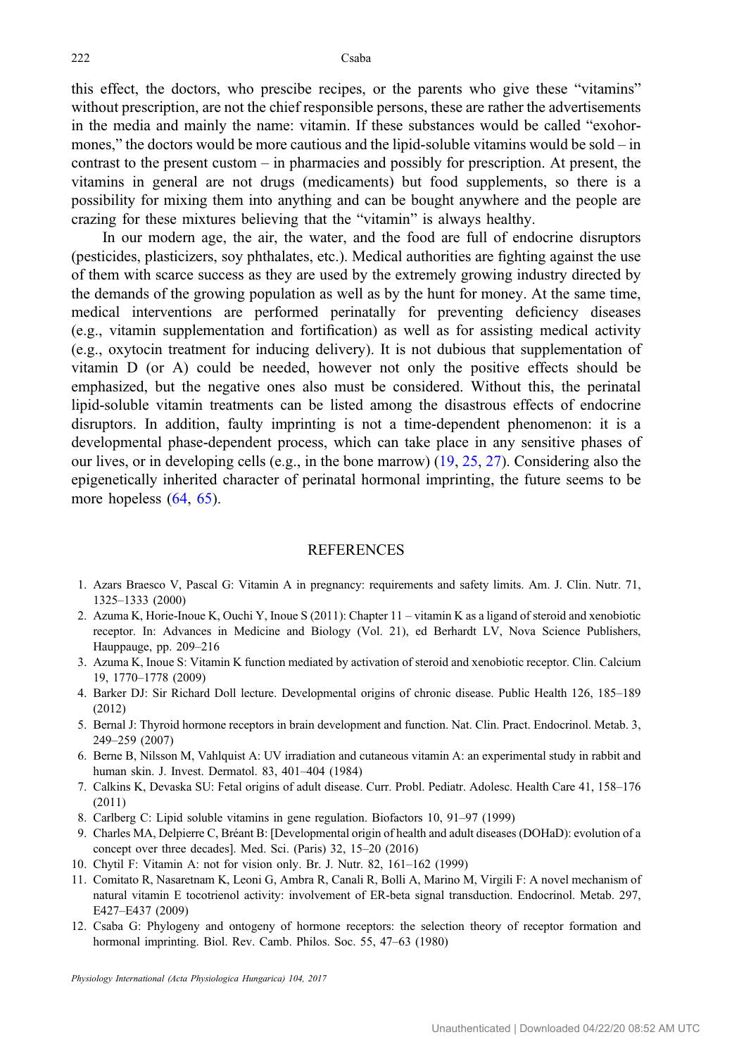this effect, the doctors, who prescibe recipes, or the parents who give these "vitamins" without prescription, are not the chief responsible persons, these are rather the advertisements in the media and mainly the name: vitamin. If these substances would be called "exohormones," the doctors would be more cautious and the lipid-soluble vitamins would be sold – in contrast to the present custom – in pharmacies and possibly for prescription. At present, the vitamins in general are not drugs (medicaments) but food supplements, so there is a possibility for mixing them into anything and can be bought anywhere and the people are crazing for these mixtures believing that the "vitamin" is always healthy.

In our modern age, the air, the water, and the food are full of endocrine disruptors (pesticides, plasticizers, soy phthalates, etc.). Medical authorities are fighting against the use of them with scarce success as they are used by the extremely growing industry directed by the demands of the growing population as well as by the hunt for money. At the same time, medical interventions are performed perinatally for preventing deficiency diseases (e.g., vitamin supplementation and fortification) as well as for assisting medical activity (e.g., oxytocin treatment for inducing delivery). It is not dubious that supplementation of vitamin D (or A) could be needed, however not only the positive effects should be emphasized, but the negative ones also must be considered. Without this, the perinatal lipid-soluble vitamin treatments can be listed among the disastrous effects of endocrine disruptors. In addition, faulty imprinting is not a time-dependent phenomenon: it is a developmental phase-dependent process, which can take place in any sensitive phases of our lives, or in developing cells (e.g., in the bone marrow) (19, 25, 27). Considering also the epigenetically inherited character of perinatal hormonal imprinting, the future seems to be more hopeless (64, 65).

## REFERENCES

1. Azars Braesco V, Pascal G: Vitamin A in pregnancy: requirements and safety limits. Am. J. Clin. Nutr. 71, 1325–1333 (2000)
2. Azuma K, Horie-Inoue K, Ouchi Y, Inoue S (2011): Chapter 11 – vitamin K as a ligand of steroid and xenobiotic receptor. In: Advances in Medicine and Biology (Vol. 21), ed Berhardt LV, Nova Science Publishers, Hauppauge, pp. 209–216
3. Azuma K, Inoue S: Vitamin K function mediated by activation of steroid and xenobiotic receptor. Clin. Calcium 19, 1770–1778 (2009)
4. Barker DJ: Sir Richard Doll lecture. Developmental origins of chronic disease. Public Health 126, 185–189 (2012)
5. Bernal J: Thyroid hormone receptors in brain development and function. Nat. Clin. Pract. Endocrinol. Metab. 3, 249–259 (2007)
6. Berne B, Nilsson M, Vahlquist A: UV irradiation and cutaneous vitamin A: an experimental study in rabbit and human skin. J. Invest. Dermatol. 83, 401–404 (1984)
7. Calkins K, Devaska SU: Fetal origins of adult disease. Curr. Probl. Pediatr. Adolesc. Health Care 41, 158–176 (2011)
8. Carlberg C: Lipid soluble vitamins in gene regulation. Biofactors 10, 91–97 (1999)
9. Charles MA, Delpierre C, Bréant B: [Developmental origin of health and adult diseases (DOHaD): evolution of a concept over three decades]. Med. Sci. (Paris) 32, 15–20 (2016)
10. Chytil F: Vitamin A: not for vision only. Br. J. Nutr. 82, 161–162 (1999)
11. Comitato R, Nasaretnam K, Leoni G, Ambra R, Canali R, Bolli A, Marino M, Virgili F: A novel mechanism of natural vitamin E tocotrienol activity: involvement of ER-beta signal transduction. Endocrinol. Metab. 297, E427–E437 (2009)
12. Csaba G: Phylogeny and ontogeny of hormone receptors: the selection theory of receptor formation and hormonal imprinting. Biol. Rev. Camb. Philos. Soc. 55, 47–63 (1980)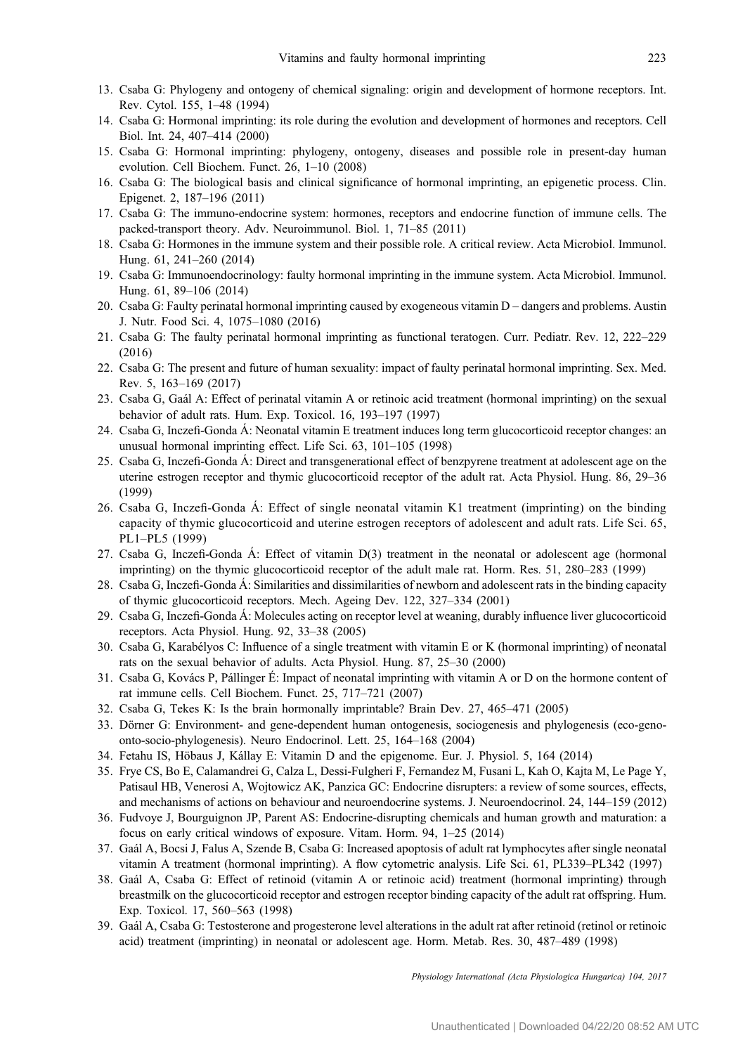13. Csaba G: Phylogeny and ontogeny of chemical signaling: origin and development of hormone receptors. Int. Rev. Cytol. 155, 1–48 (1994)
14. Csaba G: Hormonal imprinting: its role during the evolution and development of hormones and receptors. Cell Biol. Int. 24, 407–414 (2000)
15. Csaba G: Hormonal imprinting: phylogeny, ontogeny, diseases and possible role in present-day human evolution. Cell Biochem. Funct. 26, 1–10 (2008)
16. Csaba G: The biological basis and clinical significance of hormonal imprinting, an epigenetic process. Clin. Epigenet. 2, 187–196 (2011)
17. Csaba G: The immuno-endocrine system: hormones, receptors and endocrine function of immune cells. The packed-transport theory. Adv. Neuroimmunol. Biol. 1, 71–85 (2011)
18. Csaba G: Hormones in the immune system and their possible role. A critical review. Acta Microbiol. Immunol. Hung. 61, 241–260 (2014)
19. Csaba G: Immunoendocrinology: faulty hormonal imprinting in the immune system. Acta Microbiol. Immunol. Hung. 61, 89–106 (2014)
20. Csaba G: Faulty perinatal hormonal imprinting caused by exogeneous vitamin D – dangers and problems. Austin J. Nutr. Food Sci. 4, 1075–1080 (2016)
21. Csaba G: The faulty perinatal hormonal imprinting as functional teratogen. Curr. Pediatr. Rev. 12, 222–229 (2016)
22. Csaba G: The present and future of human sexuality: impact of faulty perinatal hormonal imprinting. Sex. Med. Rev. 5, 163–169 (2017)
23. Csaba G, Gaál A: Effect of perinatal vitamin A or retinoic acid treatment (hormonal imprinting) on the sexual behavior of adult rats. Hum. Exp. Toxicol. 16, 193–197 (1997)
24. Csaba G, Inczefi-Gonda Á: Neonatal vitamin E treatment induces long term glucocorticoid receptor changes: an unusual hormonal imprinting effect. Life Sci. 63, 101–105 (1998)
25. Csaba G, Inczefi-Gonda Á: Direct and transgenerational effect of benzpyrene treatment at adolescent age on the uterine estrogen receptor and thymic glucocorticoid receptor of the adult rat. Acta Physiol. Hung. 86, 29–36 (1999)
26. Csaba G, Inczefi-Gonda Á: Effect of single neonatal vitamin K1 treatment (imprinting) on the binding capacity of thymic glucocorticoid and uterine estrogen receptors of adolescent and adult rats. Life Sci. 65, PL1–PL5 (1999)
27. Csaba G, Inczefi-Gonda Á: Effect of vitamin D(3) treatment in the neonatal or adolescent age (hormonal imprinting) on the thymic glucocorticoid receptor of the adult male rat. Horm. Res. 51, 280–283 (1999)
28. Csaba G, Inczefi-Gonda Á: Similarities and dissimilarities of newborn and adolescent rats in the binding capacity of thymic glucocorticoid receptors. Mech. Ageing Dev. 122, 327–334 (2001)
29. Csaba G, Inczefi-Gonda Á: Molecules acting on receptor level at weaning, durably influence liver glucocorticoid receptors. Acta Physiol. Hung. 92, 33–38 (2005)
30. Csaba G, Karabélyos C: Influence of a single treatment with vitamin E or K (hormonal imprinting) of neonatal rats on the sexual behavior of adults. Acta Physiol. Hung. 87, 25–30 (2000)
31. Csaba G, Kovács P, Pállinger É: Impact of neonatal imprinting with vitamin A or D on the hormone content of rat immune cells. Cell Biochem. Funct. 25, 717–721 (2007)
32. Csaba G, Tekes K: Is the brain hormonally imprintable? Brain Dev. 27, 465–471 (2005)
33. Dörner G: Environment- and gene-dependent human ontogenesis, sociogenesis and phylogenesis (eco-geno-onto-socio-phylogenesis). Neuro Endocrinol. Lett. 25, 164–168 (2004)
34. Fetahu IS, Höbaus J, Kállay E: Vitamin D and the epigenome. Eur. J. Physiol. 5, 164 (2014)
35. Frye CS, Bo E, Calamandrei G, Calza L, Dessi-Fulgheri F, Fernandez M, Fusani L, Kah O, Kajta M, Le Page Y, Patisaul HB, Venerosi A, Wojtowicz AK, Panzica GC: Endocrine disrupters: a review of some sources, effects, and mechanisms of actions on behaviour and neuroendocrine systems. J. Neuroendocrinol. 24, 144–159 (2012)
36. Fudvoye J, Bourguignon JP, Parent AS: Endocrine-disrupting chemicals and human growth and maturation: a focus on early critical windows of exposure. Vitam. Horm. 94, 1–25 (2014)
37. Gaál A, Bocsi J, Falus A, Szende B, Csaba G: Increased apoptosis of adult rat lymphocytes after single neonatal vitamin A treatment (hormonal imprinting). A flow cytometric analysis. Life Sci. 61, PL339–PL342 (1997)
38. Gaál A, Csaba G: Effect of retinoid (vitamin A or retinoic acid) treatment (hormonal imprinting) through breastmilk on the glucocorticoid receptor and estrogen receptor binding capacity of the adult rat offspring. Hum. Exp. Toxicol. 17, 560–563 (1998)
39. Gaál A, Csaba G: Testosterone and progesterone level alterations in the adult rat after retinoid (retinol or retinoic acid) treatment (imprinting) in neonatal or adolescent age. Horm. Metab. Res. 30, 487–489 (1998)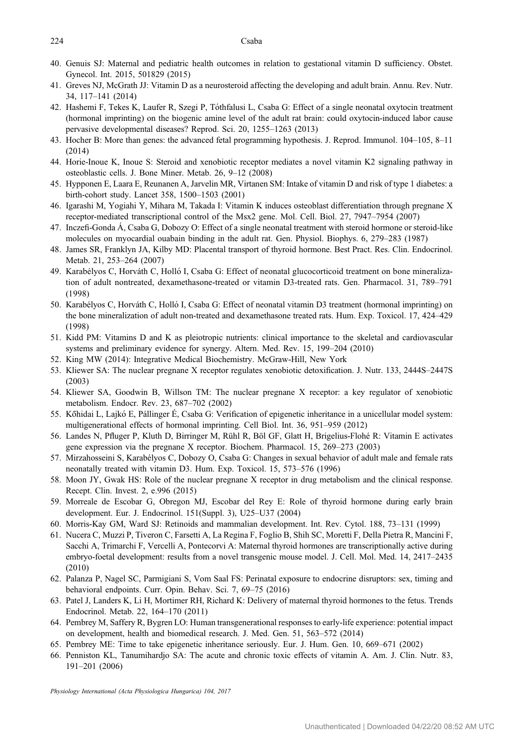40. Genuis SJ: Maternal and pediatric health outcomes in relation to gestational vitamin D sufficiency. Obstet. Gynecol. Int. 2015, 501829 (2015)
41. Greves NJ, McGrath JJ: Vitamin D as a neurosteroid affecting the developing and adult brain. Annu. Rev. Nutr. 34, 117–141 (2014)
42. Hashemi F, Tekes K, Laufer R, Szegi P, Tóthfalusi L, Csaba G: Effect of a single neonatal oxytocin treatment (hormonal imprinting) on the biogenic amine level of the adult rat brain: could oxytocin-induced labor cause pervasive developmental diseases? Reprod. Sci. 20, 1255–1263 (2013)
43. Hocher B: More than genes: the advanced fetal programming hypothesis. J. Reprod. Immunol. 104–105, 8–11 (2014)
44. Horie-Inoue K, Inoue S: Steroid and xenobiotic receptor mediates a novel vitamin K2 signaling pathway in osteoblastic cells. J. Bone Miner. Metab. 26, 9–12 (2008)
45. Hypponen E, Laara E, Reunanen A, Jarvelin MR, Virtanen SM: Intake of vitamin D and risk of type 1 diabetes: a birth-cohort study. Lancet 358, 1500–1503 (2001)
46. Igarashi M, Yogiahi Y, Mihara M, Takada I: Vitamin K induces osteoblast differentiation through pregnane X receptor-mediated transcriptional control of the Msx2 gene. Mol. Cell. Biol. 27, 7947–7954 (2007)
47. Inczefi-Gonda Á, Csaba G, Dobozy O: Effect of a single neonatal treatment with steroid hormone or steroid-like molecules on myocardial ouabain binding in the adult rat. Gen. Physiol. Biophys. 6, 279–283 (1987)
48. James SR, Franklyn JA, Kilby MD: Placental transport of thyroid hormone. Best Pract. Res. Clin. Endocrinol. Metab. 21, 253–264 (2007)
49. Karabélyos C, Horváth C, Holló I, Csaba G: Effect of neonatal glucocorticoid treatment on bone mineralization of adult nontreated, dexamethasone-treated or vitamin D3-treated rats. Gen. Pharmacol. 31, 789–791 (1998)
50. Karabélyos C, Horváth C, Holló I, Csaba G: Effect of neonatal vitamin D3 treatment (hormonal imprinting) on the bone mineralization of adult non-treated and dexamethasone treated rats. Hum. Exp. Toxicol. 17, 424–429 (1998)
51. Kidd PM: Vitamins D and K as pleiotropic nutrients: clinical importance to the skeletal and cardiovascular systems and preliminary evidence for synergy. Altern. Med. Rev. 15, 199–204 (2010)
52. King MW (2014): Integrative Medical Biochemistry. McGraw-Hill, New York
53. Kliewer SA: The nuclear pregnane X receptor regulates xenobiotic detoxification. J. Nutr. 133, 2444S–2447S (2003)
54. Kliewer SA, Goodwin B, Willson TM: The nuclear pregnane X receptor: a key regulator of xenobiotic metabolism. Endocr. Rev. 23, 687–702 (2002)
55. Kőhidai L, Lajkó E, Pállinger É, Csaba G: Verification of epigenetic inheritance in a unicellular model system: multigenerational effects of hormonal imprinting. Cell Biol. Int. 36, 951–959 (2012)
56. Landes N, Pfluger P, Kluth D, Birringer M, Rühl R, Böl GF, Glatt H, Brigelius-Flohé R: Vitamin E activates gene expression via the pregnane X receptor. Biochem. Pharmacol. 15, 269–273 (2003)
57. Mirzahosseini S, Karabélyos C, Dobozy O, Csaba G: Changes in sexual behavior of adult male and female rats neonatally treated with vitamin D3. Hum. Exp. Toxicol. 15, 573–576 (1996)
58. Moon JY, Gwak HS: Role of the nuclear pregnane X receptor in drug metabolism and the clinical response. Recept. Clin. Invest. 2, e.996 (2015)
59. Morreale de Escobar G, Obregon MJ, Escobar del Rey E: Role of thyroid hormone during early brain development. Eur. J. Endocrinol. 151(Suppl. 3), U25–U37 (2004)
60. Morris-Kay GM, Ward SJ: Retinoids and mammalian development. Int. Rev. Cytol. 188, 73–131 (1999)
61. Nucera C, Muzzi P, Tiveron C, Farsetti A, La Regina F, Foglio B, Shih SC, Moretti F, Della Pietra R, Mancini F, Sacchi A, Trimarchi F, Vercelli A, Pontecorvi A: Maternal thyroid hormones are transcriptionally active during embryo-foetal development: results from a novel transgenic mouse model. J. Cell. Mol. Med. 14, 2417–2435 (2010)
62. Palanza P, Nagel SC, Parmigiani S, Vom Saal FS: Perinatal exposure to endocrine disruptors: sex, timing and behavioral endpoints. Curr. Opin. Behav. Sci. 7, 69–75 (2016)
63. Patel J, Landers K, Li H, Mortimer RH, Richard K: Delivery of maternal thyroid hormones to the fetus. Trends Endocrinol. Metab. 22, 164–170 (2011)
64. Pembrey M, Saffery R, Bygren LO: Human transgenerational responses to early-life experience: potential impact on development, health and biomedical research. J. Med. Gen. 51, 563–572 (2014)
65. Pembrey ME: Time to take epigenetic inheritance seriously. Eur. J. Hum. Gen. 10, 669–671 (2002)
66. Penniston KL, Tanumihardjo SA: The acute and chronic toxic effects of vitamin A. Am. J. Clin. Nutr. 83, 191–201 (2006)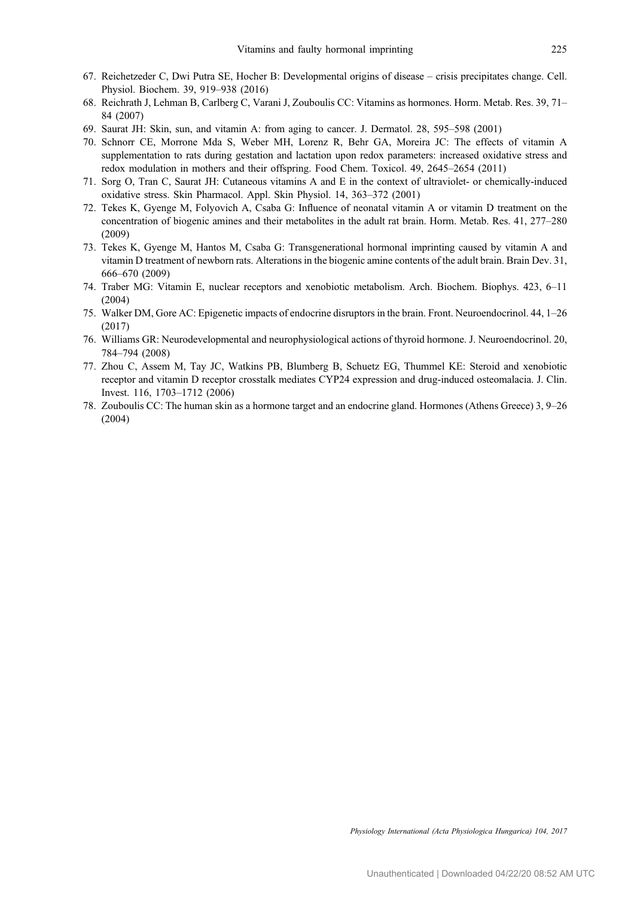67. Reichetzeder C, Dwi Putra SE, Hocher B: Developmental origins of disease – crisis precipitates change. Cell. Physiol. Biochem. 39, 919–938 (2016)
68. Reichrath J, Lehman B, Carlberg C, Varani J, Zouboulis CC: Vitamins as hormones. Horm. Metab. Res. 39, 71–84 (2007)
69. Saurat JH: Skin, sun, and vitamin A: from aging to cancer. J. Dermatol. 28, 595–598 (2001)
70. Schnorr CE, Morrone Mda S, Weber MH, Lorenz R, Behr GA, Moreira JC: The effects of vitamin A supplementation to rats during gestation and lactation upon redox parameters: increased oxidative stress and redox modulation in mothers and their offspring. Food Chem. Toxicol. 49, 2645–2654 (2011)
71. Sorg O, Tran C, Saurat JH: Cutaneous vitamins A and E in the context of ultraviolet- or chemically-induced oxidative stress. Skin Pharmacol. Appl. Skin Physiol. 14, 363–372 (2001)
72. Tekes K, Gyenge M, Folyovich A, Csaba G: Influence of neonatal vitamin A or vitamin D treatment on the concentration of biogenic amines and their metabolites in the adult rat brain. Horm. Metab. Res. 41, 277–280 (2009)
73. Tekes K, Gyenge M, Hantos M, Csaba G: Transgenerational hormonal imprinting caused by vitamin A and vitamin D treatment of newborn rats. Alterations in the biogenic amine contents of the adult brain. Brain Dev. 31, 666–670 (2009)
74. Traber MG: Vitamin E, nuclear receptors and xenobiotic metabolism. Arch. Biochem. Biophys. 423, 6–11 (2004)
75. Walker DM, Gore AC: Epigenetic impacts of endocrine disruptors in the brain. Front. Neuroendocrinol. 44, 1–26 (2017)
76. Williams GR: Neurodevelopmental and neurophysiological actions of thyroid hormone. J. Neuroendocrinol. 20, 784–794 (2008)
77. Zhou C, Assem M, Tay JC, Watkins PB, Blumberg B, Schuetz EG, Thummel KE: Steroid and xenobiotic receptor and vitamin D receptor crosstalk mediates CYP24 expression and drug-induced osteomalacia. J. Clin. Invest. 116, 1703–1712 (2006)
78. Zouboulis CC: The human skin as a hormone target and an endocrine gland. Hormones (Athens Greece) 3, 9–26 (2004)